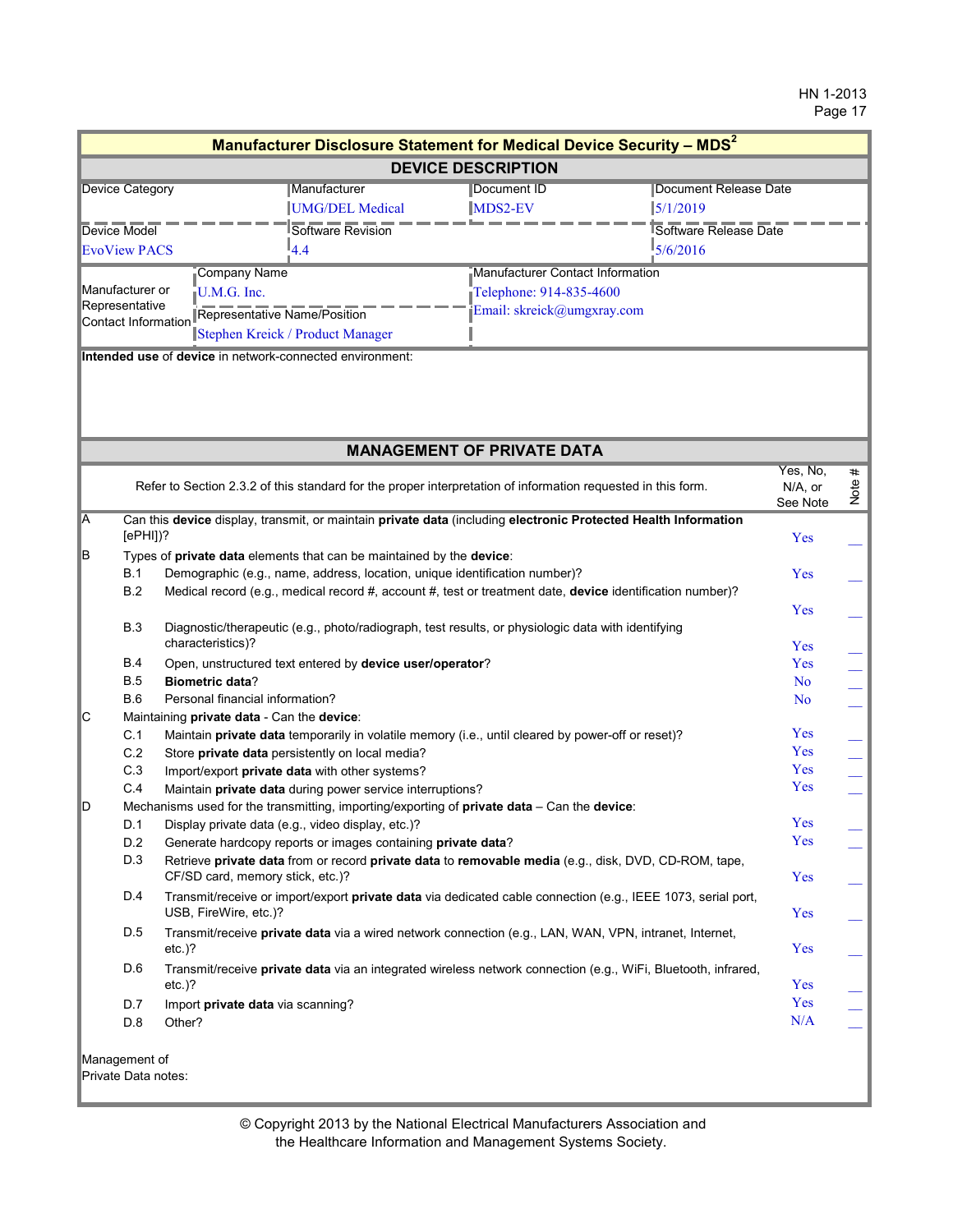## Manufacturer Disclosure Statement for Medical Device Security – MDS²

### DEVICE DESCRIPTION

| Device Category | Manufacturer | Document ID | Document Release Date |
|---|---|---|---|
| | UMG/DEL Medical | MDS2-EV | 5/1/2019 |
| **Device Model** | **Software Revision** | | **Software Release Date** |
| EvoView PACS | 4.4 | | 5/6/2016 |

| Manufacturer or Representative Contact Information | | |
|---|---|---|
| | Company Name: U.M.G. Inc. | Manufacturer Contact Information: Telephone: 914-835-4600; Email: skreick@umgxray.com |
| | Representative Name/Position: Stephen Kreick / Product Manager | |

**Intended use** of **device** in network-connected environment:

### MANAGEMENT OF PRIVATE DATA

Refer to Section 2.3.2 of this standard for the proper interpretation of information requested in this form.

| | | | Yes, No, N/A, or See Note | Note # |
|---|---|---|---|---|
| A | | Can this **device** display, transmit, or maintain **private data** (including **electronic Protected Health Information** [ePHI])? | Yes | __ |
| B | | Types of **private data** elements that can be maintained by the **device**: | | |
| | B.1 | Demographic (e.g., name, address, location, unique identification number)? | Yes | __ |
| | B.2 | Medical record (e.g., medical record #, account #, test or treatment date, **device** identification number)? | Yes | __ |
| | B.3 | Diagnostic/therapeutic (e.g., photo/radiograph, test results, or physiologic data with identifying characteristics)? | Yes | __ |
| | B.4 | Open, unstructured text entered by **device user/operator**? | Yes | __ |
| | B.5 | **Biometric data**? | No | __ |
| | B.6 | Personal financial information? | No | __ |
| C | | Maintaining **private data** - Can the **device**: | | |
| | C.1 | Maintain **private data** temporarily in volatile memory (i.e., until cleared by power-off or reset)? | Yes | __ |
| | C.2 | Store **private data** persistently on local media? | Yes | __ |
| | C.3 | Import/export **private data** with other systems? | Yes | __ |
| | C.4 | Maintain **private data** during power service interruptions? | Yes | __ |
| D | | Mechanisms used for the transmitting, importing/exporting of **private data** – Can the **device**: | | |
| | D.1 | Display private data (e.g., video display, etc.)? | Yes | __ |
| | D.2 | Generate hardcopy reports or images containing **private data**? | Yes | __ |
| | D.3 | Retrieve **private data** from or record **private data** to **removable media** (e.g., disk, DVD, CD-ROM, tape, CF/SD card, memory stick, etc.)? | Yes | __ |
| | D.4 | Transmit/receive or import/export **private data** via dedicated cable connection (e.g., IEEE 1073, serial port, USB, FireWire, etc.)? | Yes | __ |
| | D.5 | Transmit/receive **private data** via a wired network connection (e.g., LAN, WAN, VPN, intranet, Internet, etc.)? | Yes | __ |
| | D.6 | Transmit/receive **private data** via an integrated wireless network connection (e.g., WiFi, Bluetooth, infrared, etc.)? | Yes | __ |
| | D.7 | Import **private data** via scanning? | Yes | __ |
| | D.8 | Other? | N/A | __ |

Management of Private Data notes:

© Copyright 2013 by the National Electrical Manufacturers Association and the Healthcare Information and Management Systems Society.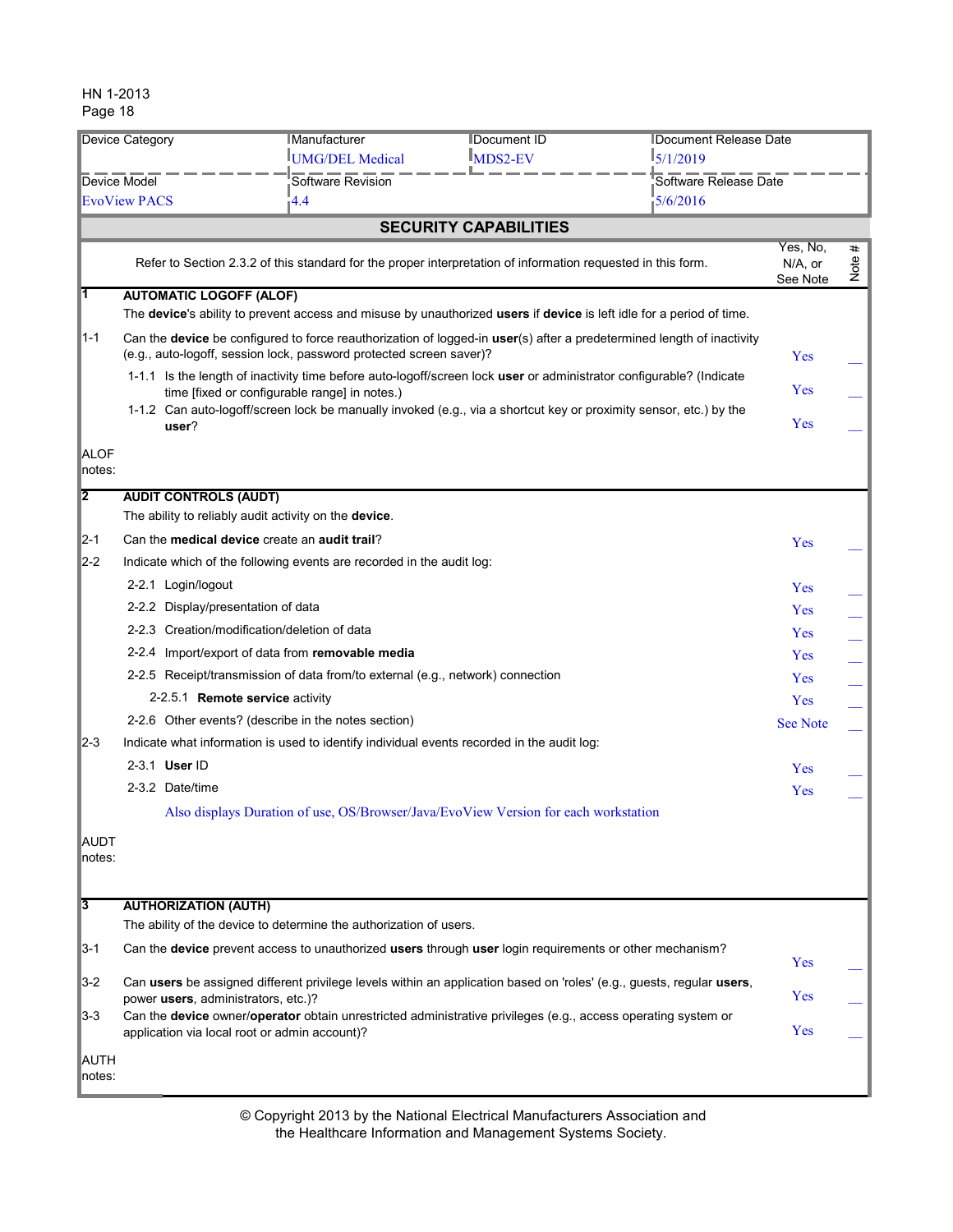| Device Category | Manufacturer | Document ID | Document Release Date |
|---|---|---|---|
| | UMG/DEL Medical | MDS2-EV | 5/1/2019 |
| Device Model | Software Revision | | Software Release Date |
| EvoView PACS | 4.4 | | 5/6/2016 |

## SECURITY CAPABILITIES

| | Refer to Section 2.3.2 of this standard for the proper interpretation of information requested in this form. | Yes, No, N/A, or See Note | Note # |
|---|---|---|---|
| **1** | **AUTOMATIC LOGOFF (ALOF)**<br>The **device**'s ability to prevent access and misuse by unauthorized **users** if **device** is left idle for a period of time. | | |
| 1-1 | Can the **device** be configured to force reauthorization of logged-in **user**(s) after a predetermined length of inactivity (e.g., auto-logoff, session lock, password protected screen saver)? | Yes | __ |
| | 1-1.1 Is the length of inactivity time before auto-logoff/screen lock **user** or administrator configurable? (Indicate time [fixed or configurable range] in notes.) | Yes | __ |
| | 1-1.2 Can auto-logoff/screen lock be manually invoked (e.g., via a shortcut key or proximity sensor, etc.) by the **user**? | Yes | __ |
| ALOF notes: | | | |
| **2** | **AUDIT CONTROLS (AUDT)**<br>The ability to reliably audit activity on the **device**. | | |
| 2-1 | Can the **medical device** create an **audit trail**? | Yes | __ |
| 2-2 | Indicate which of the following events are recorded in the audit log: | | |
| | 2-2.1 Login/logout | Yes | __ |
| | 2-2.2 Display/presentation of data | Yes | __ |
| | 2-2.3 Creation/modification/deletion of data | Yes | __ |
| | 2-2.4 Import/export of data from **removable media** | Yes | __ |
| | 2-2.5 Receipt/transmission of data from/to external (e.g., network) connection | Yes | __ |
| | 2-2.5.1 **Remote service** activity | Yes | __ |
| | 2-2.6 Other events? (describe in the notes section) | See Note | __ |
| 2-3 | Indicate what information is used to identify individual events recorded in the audit log: | | |
| | 2-3.1 **User** ID | Yes | __ |
| | 2-3.2 Date/time | Yes | __ |
| | Also displays Duration of use, OS/Browser/Java/EvoView Version for each workstation | | |
| AUDT notes: | | | |
| **3** | **AUTHORIZATION (AUTH)**<br>The ability of the device to determine the authorization of users. | | |
| 3-1 | Can the **device** prevent access to unauthorized **users** through **user** login requirements or other mechanism? | Yes | __ |
| 3-2 | Can **users** be assigned different privilege levels within an application based on 'roles' (e.g., guests, regular **users**, power **users**, administrators, etc.)? | Yes | __ |
| 3-3 | Can the **device** owner/**operator** obtain unrestricted administrative privileges (e.g., access operating system or application via local root or admin account)? | Yes | __ |
| AUTH notes: | | | |

© Copyright 2013 by the National Electrical Manufacturers Association and the Healthcare Information and Management Systems Society.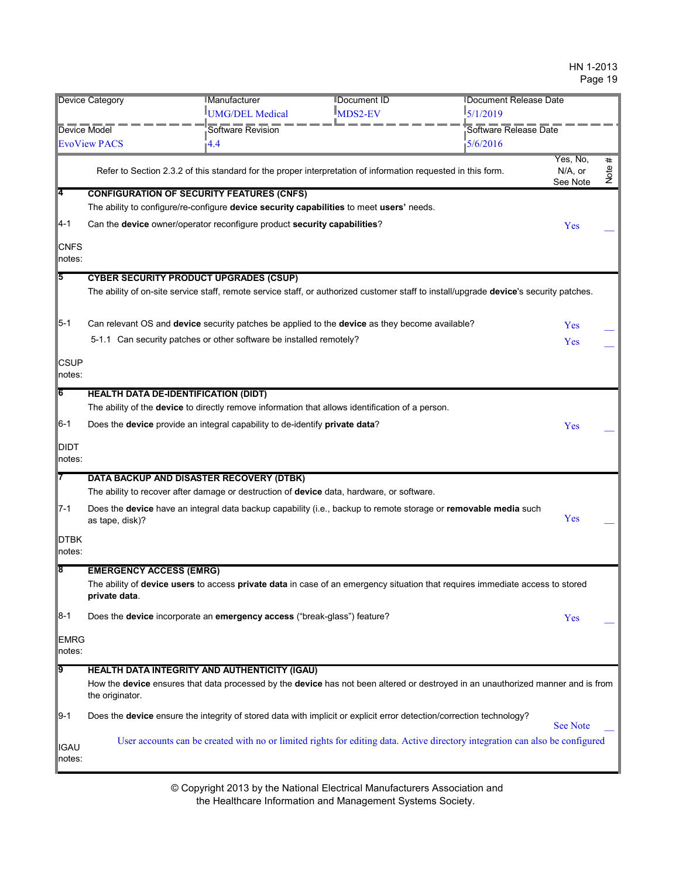| Device Category | Manufacturer | Document ID | Document Release Date |
|---|---|---|---|
| | UMG/DEL Medical | MDS2-EV | 5/1/2019 |
| **Device Model** | **Software Revision** | | **Software Release Date** |
| EvoView PACS | 4.4 | | 5/6/2016 |

| | Refer to Section 2.3.2 of this standard for the proper interpretation of information requested in this form. | Yes, No, N/A, or See Note | Note # |
|---|---|---|---|
| **4** | **CONFIGURATION OF SECURITY FEATURES (CNFS)** | | |
| | The ability to configure/re-configure **device security capabilities** to meet **users'** needs. | | |
| 4-1 | Can the **device** owner/operator reconfigure product **security capabilities**? | Yes | __ |
| CNFS notes: | | | |
| **5** | **CYBER SECURITY PRODUCT UPGRADES (CSUP)** | | |
| | The ability of on-site service staff, remote service staff, or authorized customer staff to install/upgrade **device**'s security patches. | | |
| 5-1 | Can relevant OS and **device** security patches be applied to the **device** as they become available? | Yes | __ |
| | 5-1.1 Can security patches or other software be installed remotely? | Yes | __ |
| CSUP notes: | | | |
| **6** | **HEALTH DATA DE-IDENTIFICATION (DIDT)** | | |
| | The ability of the **device** to directly remove information that allows identification of a person. | | |
| 6-1 | Does the **device** provide an integral capability to de-identify **private data**? | Yes | __ |
| DIDT notes: | | | |
| **7** | **DATA BACKUP AND DISASTER RECOVERY (DTBK)** | | |
| | The ability to recover after damage or destruction of **device** data, hardware, or software. | | |
| 7-1 | Does the **device** have an integral data backup capability (i.e., backup to remote storage or **removable media** such as tape, disk)? | Yes | __ |
| DTBK notes: | | | |
| **8** | **EMERGENCY ACCESS (EMRG)** | | |
| | The ability of **device users** to access **private data** in case of an emergency situation that requires immediate access to stored **private data**. | | |
| 8-1 | Does the **device** incorporate an **emergency access** ("break-glass") feature? | Yes | __ |
| EMRG notes: | | | |
| **9** | **HEALTH DATA INTEGRITY AND AUTHENTICITY (IGAU)** | | |
| | How the **device** ensures that data processed by the **device** has not been altered or destroyed in an unauthorized manner and is from the originator. | | |
| 9-1 | Does the **device** ensure the integrity of stored data with implicit or explicit error detection/correction technology? | See Note | __ |
| IGAU notes: | User accounts can be created with no or limited rights for editing data. Active directory integration can also be configured | | |

© Copyright 2013 by the National Electrical Manufacturers Association and the Healthcare Information and Management Systems Society.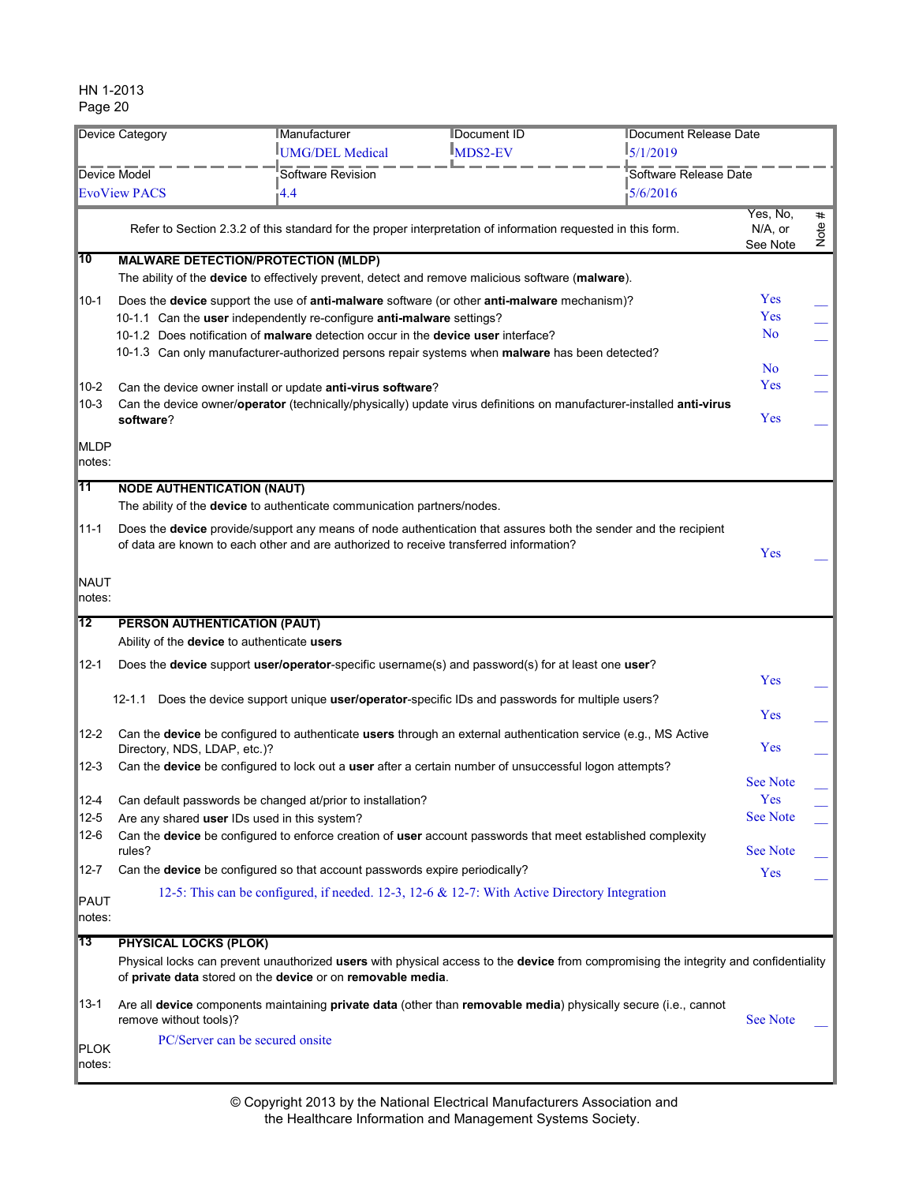| Device Category | Manufacturer | Document ID | Document Release Date |
|---|---|---|---|
| | UMG/DEL Medical | MDS2-EV | 5/1/2019 |
| **Device Model** | **Software Revision** | | **Software Release Date** |
| EvoView PACS | 4.4 | | 5/6/2016 |

| | Refer to Section 2.3.2 of this standard for the proper interpretation of information requested in this form. | Yes, No, N/A, or See Note | Note # |
|---|---|---|---|
| **10** | **MALWARE DETECTION/PROTECTION (MLDP)**<br>The ability of the **device** to effectively prevent, detect and remove malicious software (**malware**). | | |
| 10-1 | Does the **device** support the use of **anti-malware** software (or other **anti-malware** mechanism)? | Yes | ___ |
| | 10-1.1 Can the **user** independently re-configure **anti-malware** settings? | Yes | ___ |
| | 10-1.2 Does notification of **malware** detection occur in the **device user** interface? | No | ___ |
| | 10-1.3 Can only manufacturer-authorized persons repair systems when **malware** has been detected? | No | ___ |
| 10-2 | Can the device owner install or update **anti-virus software**? | Yes | ___ |
| 10-3 | Can the device owner/**operator** (technically/physically) update virus definitions on manufacturer-installed **anti-virus software**? | Yes | ___ |
| MLDP notes: | | | |
| **11** | **NODE AUTHENTICATION (NAUT)**<br>The ability of the **device** to authenticate communication partners/nodes. | | |
| 11-1 | Does the **device** provide/support any means of node authentication that assures both the sender and the recipient of data are known to each other and are authorized to receive transferred information? | Yes | ___ |
| NAUT notes: | | | |
| **12** | **PERSON AUTHENTICATION (PAUT)**<br>Ability of the **device** to authenticate **users** | | |
| 12-1 | Does the **device** support **user/operator**-specific username(s) and password(s) for at least one **user**? | Yes | ___ |
| | 12-1.1 Does the device support unique **user/operator**-specific IDs and passwords for multiple users? | Yes | ___ |
| 12-2 | Can the **device** be configured to authenticate **users** through an external authentication service (e.g., MS Active Directory, NDS, LDAP, etc.)? | Yes | ___ |
| 12-3 | Can the **device** be configured to lock out a **user** after a certain number of unsuccessful logon attempts? | See Note | ___ |
| 12-4 | Can default passwords be changed at/prior to installation? | Yes | ___ |
| 12-5 | Are any shared **user** IDs used in this system? | See Note | ___ |
| 12-6 | Can the **device** be configured to enforce creation of **user** account passwords that meet established complexity rules? | See Note | ___ |
| 12-7 | Can the **device** be configured so that account passwords expire periodically? | Yes | ___ |
| PAUT notes: | 12-5: This can be configured, if needed. 12-3, 12-6 & 12-7: With Active Directory Integration | | |
| **13** | **PHYSICAL LOCKS (PLOK)**<br>Physical locks can prevent unauthorized **users** with physical access to the **device** from compromising the integrity and confidentiality of **private data** stored on the **device** or on **removable media**. | | |
| 13-1 | Are all **device** components maintaining **private data** (other than **removable media**) physically secure (i.e., cannot remove without tools)? | See Note | ___ |
| PLOK notes: | PC/Server can be secured onsite | | |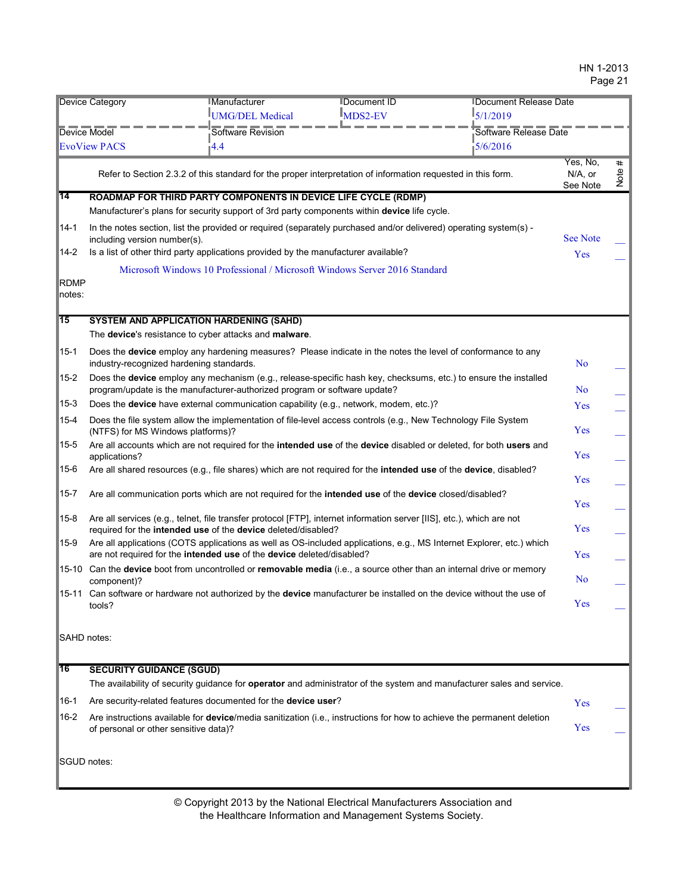| Device Category | Manufacturer | Document ID | Document Release Date |
|---|---|---|---|
| | UMG/DEL Medical | MDS2-EV | 5/1/2019 |
| Device Model | Software Revision | | Software Release Date |
| EvoView PACS | 4.4 | | 5/6/2016 |

| | Refer to Section 2.3.2 of this standard for the proper interpretation of information requested in this form. | Yes, No, N/A, or See Note | Note # |
|---|---|---|---|
| **14** | **ROADMAP FOR THIRD PARTY COMPONENTS IN DEVICE LIFE CYCLE (RDMP)** | | |
| | Manufacturer's plans for security support of 3rd party components within **device** life cycle. | | |
| 14-1 | In the notes section, list the provided or required (separately purchased and/or delivered) operating system(s) - including version number(s). | See Note | __ |
| 14-2 | Is a list of other third party applications provided by the manufacturer available? | Yes | __ |
| RDMP notes: | Microsoft Windows 10 Professional / Microsoft Windows Server 2016 Standard | | |
| **15** | **SYSTEM AND APPLICATION HARDENING (SAHD)** | | |
| | The **device**'s resistance to cyber attacks and **malware**. | | |
| 15-1 | Does the **device** employ any hardening measures? Please indicate in the notes the level of conformance to any industry-recognized hardening standards. | No | __ |
| 15-2 | Does the **device** employ any mechanism (e.g., release-specific hash key, checksums, etc.) to ensure the installed program/update is the manufacturer-authorized program or software update? | No | __ |
| 15-3 | Does the **device** have external communication capability (e.g., network, modem, etc.)? | Yes | __ |
| 15-4 | Does the file system allow the implementation of file-level access controls (e.g., New Technology File System (NTFS) for MS Windows platforms)? | Yes | __ |
| 15-5 | Are all accounts which are not required for the **intended use** of the **device** disabled or deleted, for both **users** and applications? | Yes | __ |
| 15-6 | Are all shared resources (e.g., file shares) which are not required for the **intended use** of the **device**, disabled? | Yes | __ |
| 15-7 | Are all communication ports which are not required for the **intended use** of the **device** closed/disabled? | Yes | __ |
| 15-8 | Are all services (e.g., telnet, file transfer protocol [FTP], internet information server [IIS], etc.), which are not required for the **intended use** of the **device** deleted/disabled? | Yes | __ |
| 15-9 | Are all applications (COTS applications as well as OS-included applications, e.g., MS Internet Explorer, etc.) which are not required for the **intended use** of the **device** deleted/disabled? | Yes | __ |
| 15-10 | Can the **device** boot from uncontrolled or **removable media** (i.e., a source other than an internal drive or memory component)? | No | __ |
| 15-11 | Can software or hardware not authorized by the **device** manufacturer be installed on the device without the use of tools? | Yes | __ |
| SAHD notes: | | | |
| **16** | **SECURITY GUIDANCE (SGUD)** | | |
| | The availability of security guidance for **operator** and administrator of the system and manufacturer sales and service. | | |
| 16-1 | Are security-related features documented for the **device user**? | Yes | __ |
| 16-2 | Are instructions available for **device**/media sanitization (i.e., instructions for how to achieve the permanent deletion of personal or other sensitive data)? | Yes | __ |
| SGUD notes: | | | |

© Copyright 2013 by the National Electrical Manufacturers Association and the Healthcare Information and Management Systems Society.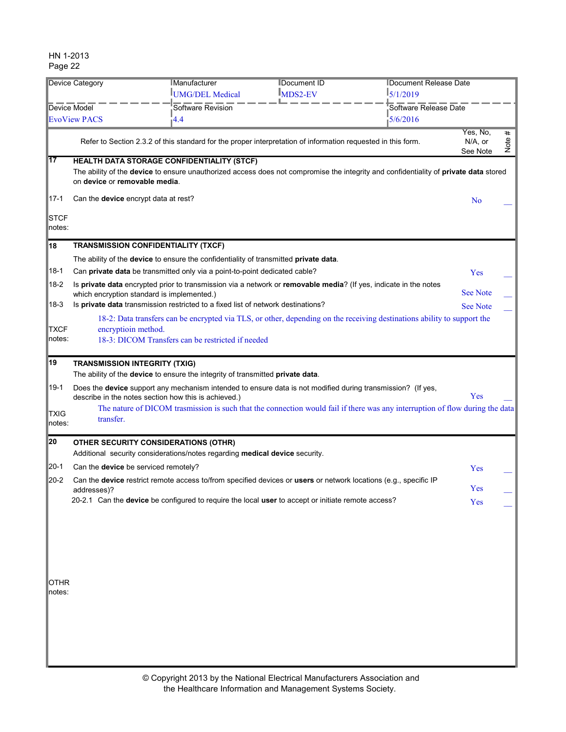| Device Category | Manufacturer | Document ID | Document Release Date |
|---|---|---|---|
| | UMG/DEL Medical | MDS2-EV | 5/1/2019 |
| Device Model | Software Revision | | Software Release Date |
| EvoView PACS | 4.4 | | 5/6/2016 |

| | Refer to Section 2.3.2 of this standard for the proper interpretation of information requested in this form. | Yes, No, N/A, or See Note | Note # |
|---|---|---|---|
| **17** | **HEALTH DATA STORAGE CONFIDENTIALITY (STCF)** | | |
| | The ability of the **device** to ensure unauthorized access does not compromise the integrity and confidentiality of **private data** stored on **device** or **removable media**. | | |
| 17-1 | Can the **device** encrypt data at rest? | No | __ |
| STCF notes: | | | |
| **18** | **TRANSMISSION CONFIDENTIALITY (TXCF)** | | |
| | The ability of the **device** to ensure the confidentiality of transmitted **private data**. | | |
| 18-1 | Can **private data** be transmitted only via a point-to-point dedicated cable? | Yes | __ |
| 18-2 | Is **private data** encrypted prior to transmission via a network or **removable media**? (If yes, indicate in the notes which encryption standard is implemented.) | See Note | __ |
| 18-3 | Is **private data** transmission restricted to a fixed list of network destinations? | See Note | __ |
| TXCF notes: | 18-2: Data transfers can be encrypted via TLS, or other, depending on the receiving destinations ability to support the encryptioin method.<br>18-3: DICOM Transfers can be restricted if needed | | |
| **19** | **TRANSMISSION INTEGRITY (TXIG)** | | |
| | The ability of the **device** to ensure the integrity of transmitted **private data**. | | |
| 19-1 | Does the **device** support any mechanism intended to ensure data is not modified during transmission? (If yes, describe in the notes section how this is achieved.) | Yes | __ |
| TXIG notes: | The nature of DICOM trasmission is such that the connection would fail if there was any interruption of flow during the data transfer. | | |
| **20** | **OTHER SECURITY CONSIDERATIONS (OTHR)** | | |
| | Additional security considerations/notes regarding **medical device** security. | | |
| 20-1 | Can the **device** be serviced remotely? | Yes | __ |
| 20-2 | Can the **device** restrict remote access to/from specified devices or **users** or network locations (e.g., specific IP addresses)? | Yes | __ |
| | 20-2.1 Can the **device** be configured to require the local **user** to accept or initiate remote access? | Yes | __ |
| OTHR notes: | | | |

© Copyright 2013 by the National Electrical Manufacturers Association and the Healthcare Information and Management Systems Society.